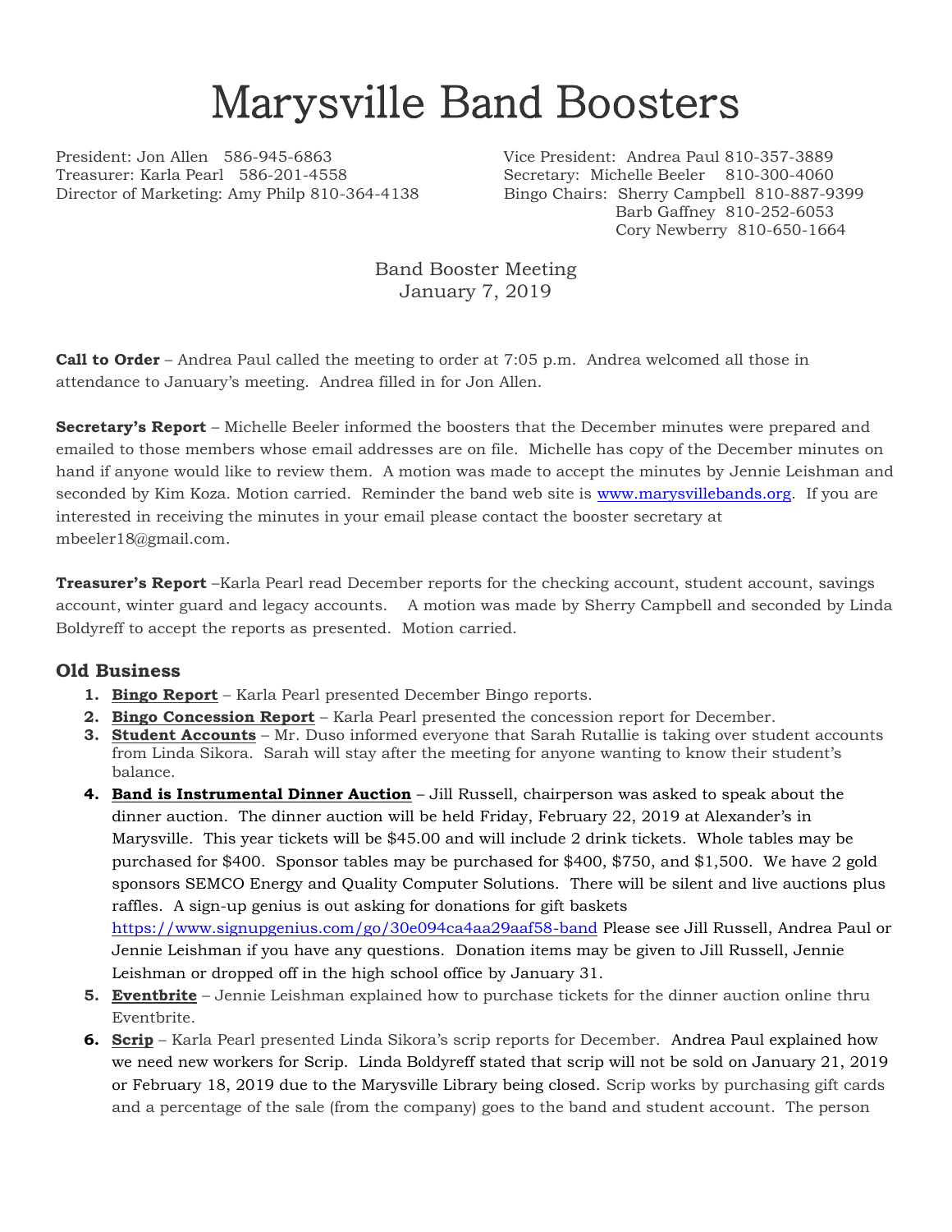# Marysville Band Boosters

President: Jon Allen 586-945-6863
Treasurer: Karla Pearl 586-201-4558
Director of Marketing: Amy Philp 810-364-4138

Vice President: Andrea Paul 810-357-3889
Secretary: Michelle Beeler 810-300-4060
Bingo Chairs: Sherry Campbell 810-887-9399
Barb Gaffney 810-252-6053
Cory Newberry 810-650-1664

Band Booster Meeting
January 7, 2019

**Call to Order** – Andrea Paul called the meeting to order at 7:05 p.m. Andrea welcomed all those in attendance to January's meeting. Andrea filled in for Jon Allen.

**Secretary's Report** – Michelle Beeler informed the boosters that the December minutes were prepared and emailed to those members whose email addresses are on file. Michelle has copy of the December minutes on hand if anyone would like to review them. A motion was made to accept the minutes by Jennie Leishman and seconded by Kim Koza. Motion carried. Reminder the band web site is www.marysvillebands.org. If you are interested in receiving the minutes in your email please contact the booster secretary at mbeeler18@gmail.com.

**Treasurer's Report** –Karla Pearl read December reports for the checking account, student account, savings account, winter guard and legacy accounts. A motion was made by Sherry Campbell and seconded by Linda Boldyreff to accept the reports as presented. Motion carried.

## Old Business

1. **Bingo Report** – Karla Pearl presented December Bingo reports.
2. **Bingo Concession Report** – Karla Pearl presented the concession report for December.
3. **Student Accounts** – Mr. Duso informed everyone that Sarah Rutallie is taking over student accounts from Linda Sikora. Sarah will stay after the meeting for anyone wanting to know their student's balance.
4. **Band is Instrumental Dinner Auction** – Jill Russell, chairperson was asked to speak about the dinner auction. The dinner auction will be held Friday, February 22, 2019 at Alexander's in Marysville. This year tickets will be $45.00 and will include 2 drink tickets. Whole tables may be purchased for $400. Sponsor tables may be purchased for $400, $750, and $1,500. We have 2 gold sponsors SEMCO Energy and Quality Computer Solutions. There will be silent and live auctions plus raffles. A sign-up genius is out asking for donations for gift baskets https://www.signupgenius.com/go/30e094ca4aa29aaf58-band Please see Jill Russell, Andrea Paul or Jennie Leishman if you have any questions. Donation items may be given to Jill Russell, Jennie Leishman or dropped off in the high school office by January 31.
5. **Eventbrite** – Jennie Leishman explained how to purchase tickets for the dinner auction online thru Eventbrite.
6. **Scrip** – Karla Pearl presented Linda Sikora's scrip reports for December. Andrea Paul explained how we need new workers for Scrip. Linda Boldyreff stated that scrip will not be sold on January 21, 2019 or February 18, 2019 due to the Marysville Library being closed. Scrip works by purchasing gift cards and a percentage of the sale (from the company) goes to the band and student account. The person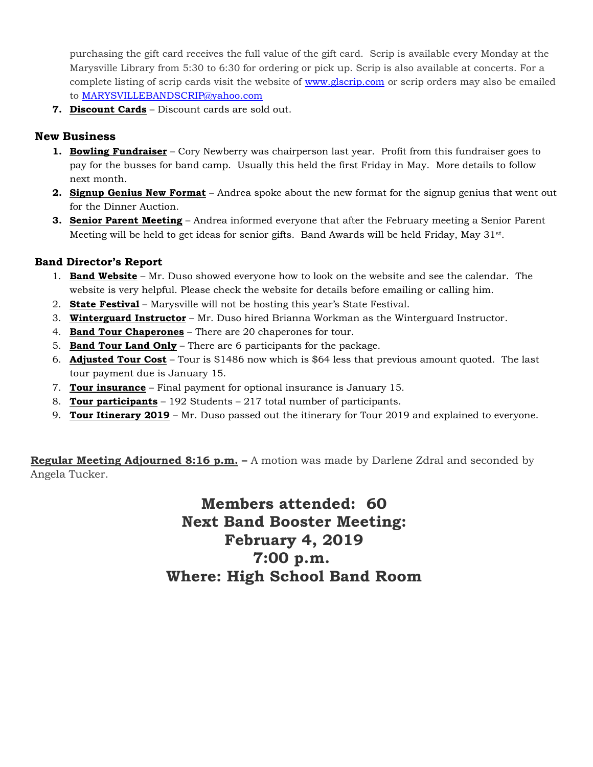purchasing the gift card receives the full value of the gift card. Scrip is available every Monday at the Marysville Library from 5:30 to 6:30 for ordering or pick up. Scrip is also available at concerts. For a complete listing of scrip cards visit the website of www.glscrip.com or scrip orders may also be emailed to MARYSVILLEBANDSCRIP@yahoo.com

7. **Discount Cards** – Discount cards are sold out.

### New Business

1. **Bowling Fundraiser** – Cory Newberry was chairperson last year. Profit from this fundraiser goes to pay for the busses for band camp. Usually this held the first Friday in May. More details to follow next month.
2. **Signup Genius New Format** – Andrea spoke about the new format for the signup genius that went out for the Dinner Auction.
3. **Senior Parent Meeting** – Andrea informed everyone that after the February meeting a Senior Parent Meeting will be held to get ideas for senior gifts. Band Awards will be held Friday, May 31st.

### Band Director's Report

1. **Band Website** – Mr. Duso showed everyone how to look on the website and see the calendar. The website is very helpful. Please check the website for details before emailing or calling him.
2. **State Festival** – Marysville will not be hosting this year's State Festival.
3. **Winterguard Instructor** – Mr. Duso hired Brianna Workman as the Winterguard Instructor.
4. **Band Tour Chaperones** – There are 20 chaperones for tour.
5. **Band Tour Land Only** – There are 6 participants for the package.
6. **Adjusted Tour Cost** – Tour is $1486 now which is $64 less that previous amount quoted. The last tour payment due is January 15.
7. **Tour insurance** – Final payment for optional insurance is January 15.
8. **Tour participants** – 192 Students – 217 total number of participants.
9. **Tour Itinerary 2019** – Mr. Duso passed out the itinerary for Tour 2019 and explained to everyone.

**Regular Meeting Adjourned 8:16 p.m. –** A motion was made by Darlene Zdral and seconded by Angela Tucker.

**Members attended: 60**
**Next Band Booster Meeting:**
**February 4, 2019**
**7:00 p.m.**
**Where: High School Band Room**